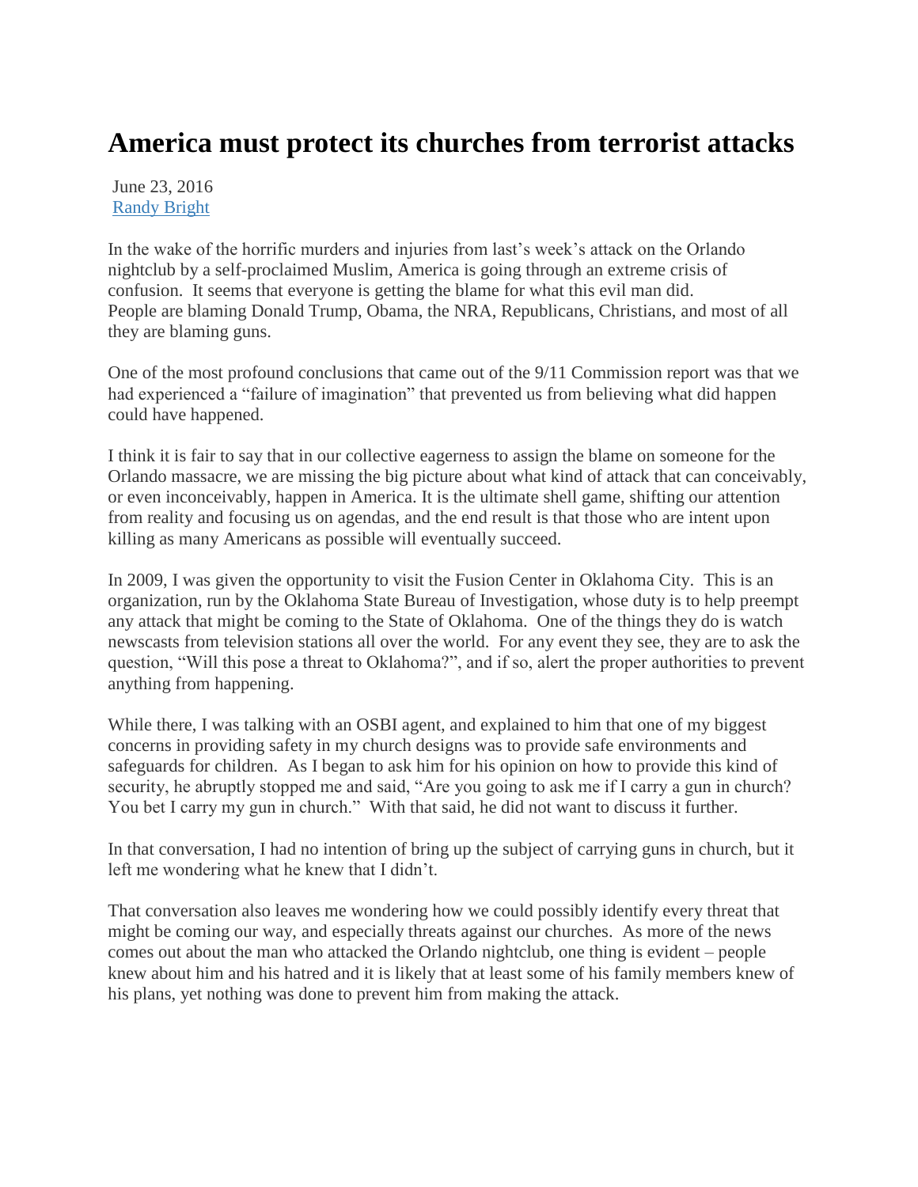# America must protect its churches from terrorist attacks

June 23, 2016
[Randy Bright]

In the wake of the horrific murders and injuries from last's week's attack on the Orlando nightclub by a self-proclaimed Muslim, America is going through an extreme crisis of confusion. It seems that everyone is getting the blame for what this evil man did. People are blaming Donald Trump, Obama, the NRA, Republicans, Christians, and most of all they are blaming guns.

One of the most profound conclusions that came out of the 9/11 Commission report was that we had experienced a "failure of imagination" that prevented us from believing what did happen could have happened.

I think it is fair to say that in our collective eagerness to assign the blame on someone for the Orlando massacre, we are missing the big picture about what kind of attack that can conceivably, or even inconceivably, happen in America. It is the ultimate shell game, shifting our attention from reality and focusing us on agendas, and the end result is that those who are intent upon killing as many Americans as possible will eventually succeed.

In 2009, I was given the opportunity to visit the Fusion Center in Oklahoma City. This is an organization, run by the Oklahoma State Bureau of Investigation, whose duty is to help preempt any attack that might be coming to the State of Oklahoma. One of the things they do is watch newscasts from television stations all over the world. For any event they see, they are to ask the question, "Will this pose a threat to Oklahoma?", and if so, alert the proper authorities to prevent anything from happening.

While there, I was talking with an OSBI agent, and explained to him that one of my biggest concerns in providing safety in my church designs was to provide safe environments and safeguards for children. As I began to ask him for his opinion on how to provide this kind of security, he abruptly stopped me and said, "Are you going to ask me if I carry a gun in church? You bet I carry my gun in church." With that said, he did not want to discuss it further.

In that conversation, I had no intention of bring up the subject of carrying guns in church, but it left me wondering what he knew that I didn't.

That conversation also leaves me wondering how we could possibly identify every threat that might be coming our way, and especially threats against our churches. As more of the news comes out about the man who attacked the Orlando nightclub, one thing is evident – people knew about him and his hatred and it is likely that at least some of his family members knew of his plans, yet nothing was done to prevent him from making the attack.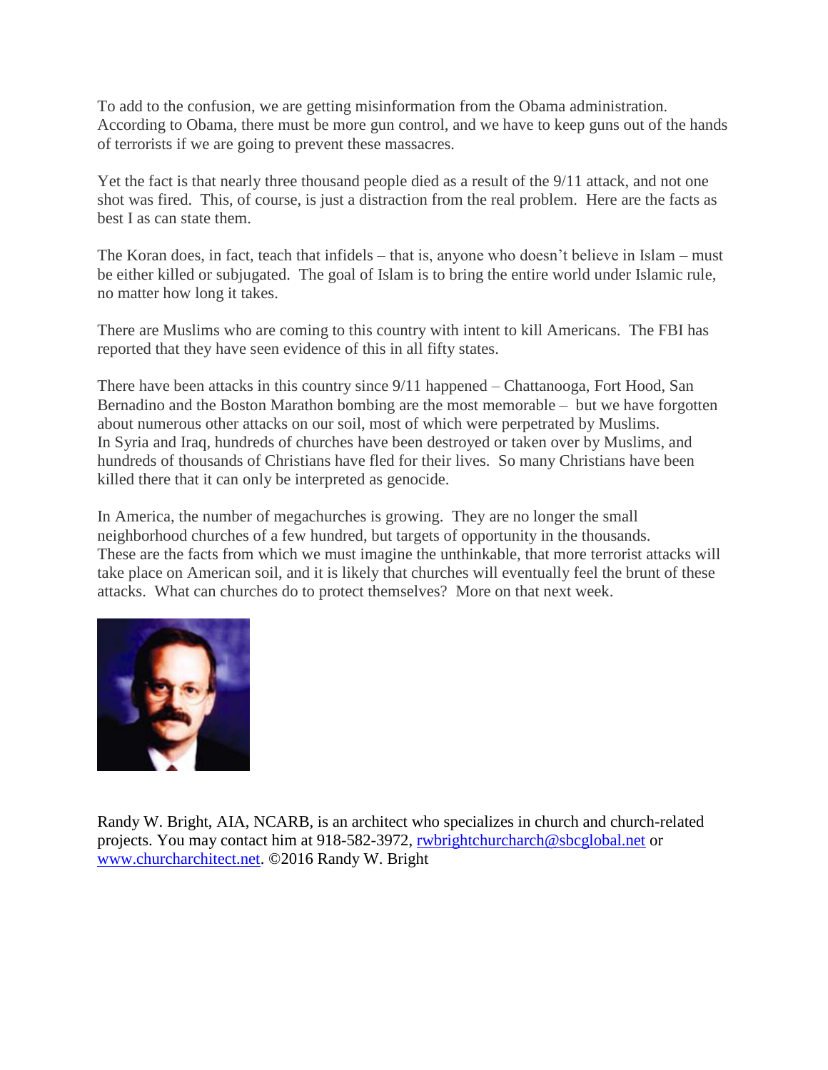To add to the confusion, we are getting misinformation from the Obama administration. According to Obama, there must be more gun control, and we have to keep guns out of the hands of terrorists if we are going to prevent these massacres.

Yet the fact is that nearly three thousand people died as a result of the 9/11 attack, and not one shot was fired. This, of course, is just a distraction from the real problem. Here are the facts as best I as can state them.

The Koran does, in fact, teach that infidels – that is, anyone who doesn't believe in Islam – must be either killed or subjugated. The goal of Islam is to bring the entire world under Islamic rule, no matter how long it takes.

There are Muslims who are coming to this country with intent to kill Americans. The FBI has reported that they have seen evidence of this in all fifty states.

There have been attacks in this country since 9/11 happened – Chattanooga, Fort Hood, San Bernadino and the Boston Marathon bombing are the most memorable – but we have forgotten about numerous other attacks on our soil, most of which were perpetrated by Muslims.
In Syria and Iraq, hundreds of churches have been destroyed or taken over by Muslims, and hundreds of thousands of Christians have fled for their lives. So many Christians have been killed there that it can only be interpreted as genocide.

In America, the number of megachurches is growing. They are no longer the small neighborhood churches of a few hundred, but targets of opportunity in the thousands.
These are the facts from which we must imagine the unthinkable, that more terrorist attacks will take place on American soil, and it is likely that churches will eventually feel the brunt of these attacks. What can churches do to protect themselves? More on that next week.

Randy W. Bright, AIA, NCARB, is an architect who specializes in church and church-related projects. You may contact him at 918-582-3972, rwbrightchurcharch@sbcglobal.net or www.churcharchitect.net. ©2016 Randy W. Bright